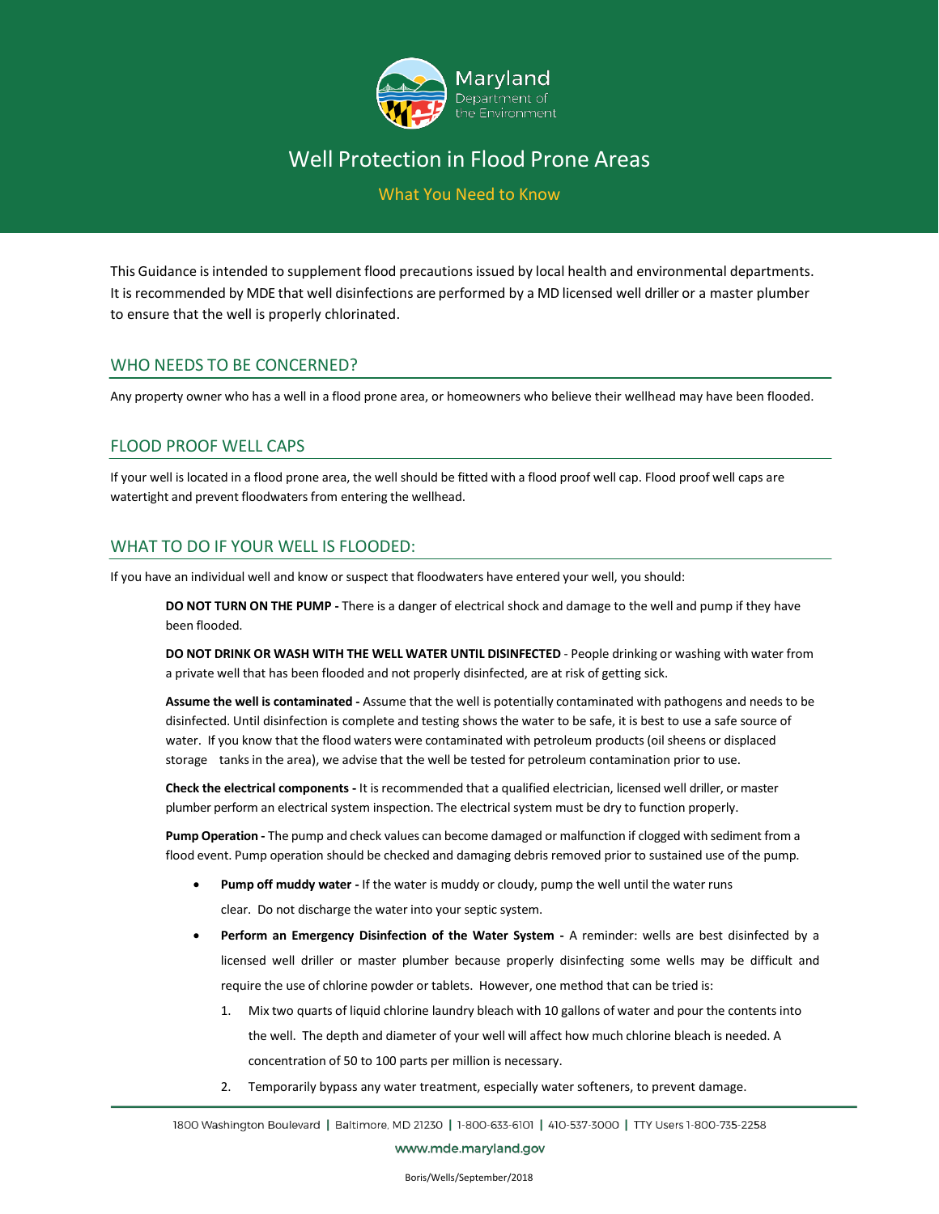Maryland Department of the Environment

# Well Protection in Flood Prone Areas

## What You Need to Know

This Guidance is intended to supplement flood precautions issued by local health and environmental departments. It is recommended by MDE that well disinfections are performed by a MD licensed well driller or a master plumber to ensure that the well is properly chlorinated.

## WHO NEEDS TO BE CONCERNED?

Any property owner who has a well in a flood prone area, or homeowners who believe their wellhead may have been flooded.

## FLOOD PROOF WELL CAPS

If your well is located in a flood prone area, the well should be fitted with a flood proof well cap. Flood proof well caps are watertight and prevent floodwaters from entering the wellhead.

## WHAT TO DO IF YOUR WELL IS FLOODED:

If you have an individual well and know or suspect that floodwaters have entered your well, you should:

**DO NOT TURN ON THE PUMP -** There is a danger of electrical shock and damage to the well and pump if they have been flooded.

**DO NOT DRINK OR WASH WITH THE WELL WATER UNTIL DISINFECTED** - People drinking or washing with water from a private well that has been flooded and not properly disinfected, are at risk of getting sick.

**Assume the well is contaminated -** Assume that the well is potentially contaminated with pathogens and needs to be disinfected. Until disinfection is complete and testing shows the water to be safe, it is best to use a safe source of water. If you know that the flood waters were contaminated with petroleum products (oil sheens or displaced storage tanks in the area), we advise that the well be tested for petroleum contamination prior to use.

**Check the electrical components -** It is recommended that a qualified electrician, licensed well driller, or master plumber perform an electrical system inspection. The electrical system must be dry to function properly.

**Pump Operation -** The pump and check values can become damaged or malfunction if clogged with sediment from a flood event. Pump operation should be checked and damaging debris removed prior to sustained use of the pump.

- **Pump off muddy water -** If the water is muddy or cloudy, pump the well until the water runs clear. Do not discharge the water into your septic system.
- **Perform an Emergency Disinfection of the Water System -** A reminder: wells are best disinfected by a licensed well driller or master plumber because properly disinfecting some wells may be difficult and require the use of chlorine powder or tablets. However, one method that can be tried is:
  1. Mix two quarts of liquid chlorine laundry bleach with 10 gallons of water and pour the contents into the well. The depth and diameter of your well will affect how much chlorine bleach is needed. A concentration of 50 to 100 parts per million is necessary.
  2. Temporarily bypass any water treatment, especially water softeners, to prevent damage.

1800 Washington Boulevard | Baltimore, MD 21230 | 1-800-633-6101 | 410-537-3000 | TTY Users 1-800-735-2258

www.mde.maryland.gov

Boris/Wells/September/2018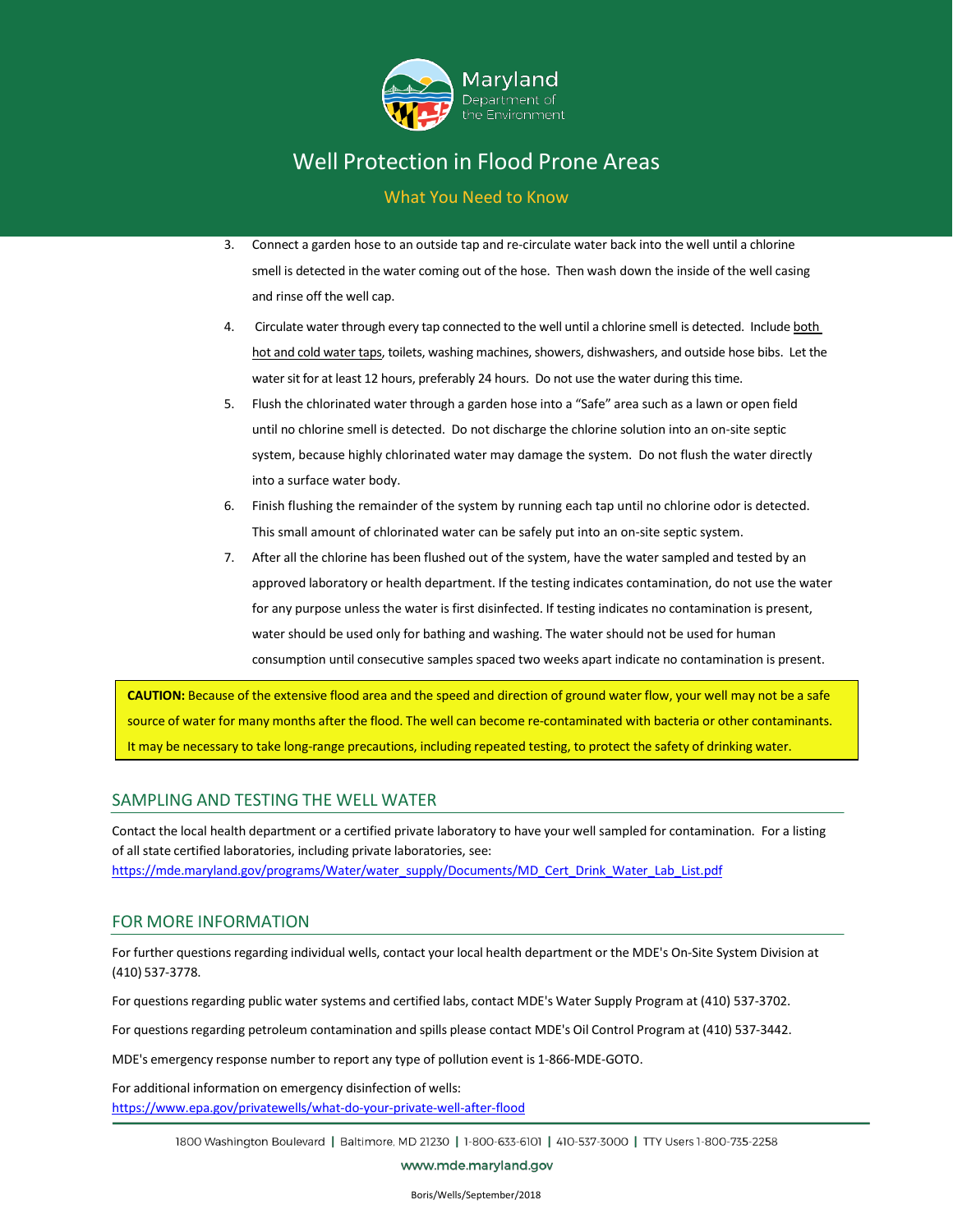# Well Protection in Flood Prone Areas

## What You Need to Know

3. Connect a garden hose to an outside tap and re-circulate water back into the well until a chlorine smell is detected in the water coming out of the hose. Then wash down the inside of the well casing and rinse off the well cap.
4. Circulate water through every tap connected to the well until a chlorine smell is detected. Include both hot and cold water taps, toilets, washing machines, showers, dishwashers, and outside hose bibs. Let the water sit for at least 12 hours, preferably 24 hours. Do not use the water during this time.
5. Flush the chlorinated water through a garden hose into a "Safe" area such as a lawn or open field until no chlorine smell is detected. Do not discharge the chlorine solution into an on-site septic system, because highly chlorinated water may damage the system. Do not flush the water directly into a surface water body.
6. Finish flushing the remainder of the system by running each tap until no chlorine odor is detected. This small amount of chlorinated water can be safely put into an on-site septic system.
7. After all the chlorine has been flushed out of the system, have the water sampled and tested by an approved laboratory or health department. If the testing indicates contamination, do not use the water for any purpose unless the water is first disinfected. If testing indicates no contamination is present, water should be used only for bathing and washing. The water should not be used for human consumption until consecutive samples spaced two weeks apart indicate no contamination is present.

**CAUTION:** Because of the extensive flood area and the speed and direction of ground water flow, your well may not be a safe source of water for many months after the flood. The well can become re-contaminated with bacteria or other contaminants. It may be necessary to take long-range precautions, including repeated testing, to protect the safety of drinking water.

## SAMPLING AND TESTING THE WELL WATER

Contact the local health department or a certified private laboratory to have your well sampled for contamination. For a listing of all state certified laboratories, including private laboratories, see:
https://mde.maryland.gov/programs/Water/water_supply/Documents/MD_Cert_Drink_Water_Lab_List.pdf

## FOR MORE INFORMATION

For further questions regarding individual wells, contact your local health department or the MDE's On-Site System Division at (410) 537-3778.

For questions regarding public water systems and certified labs, contact MDE's Water Supply Program at (410) 537-3702.

For questions regarding petroleum contamination and spills please contact MDE's Oil Control Program at (410) 537-3442.

MDE's emergency response number to report any type of pollution event is 1-866-MDE-GOTO.

For additional information on emergency disinfection of wells:
https://www.epa.gov/privatewells/what-do-your-private-well-after-flood

1800 Washington Boulevard | Baltimore, MD 21230 | 1-800-633-6101 | 410-537-3000 | TTY Users 1-800-735-2258

www.mde.maryland.gov

Boris/Wells/September/2018